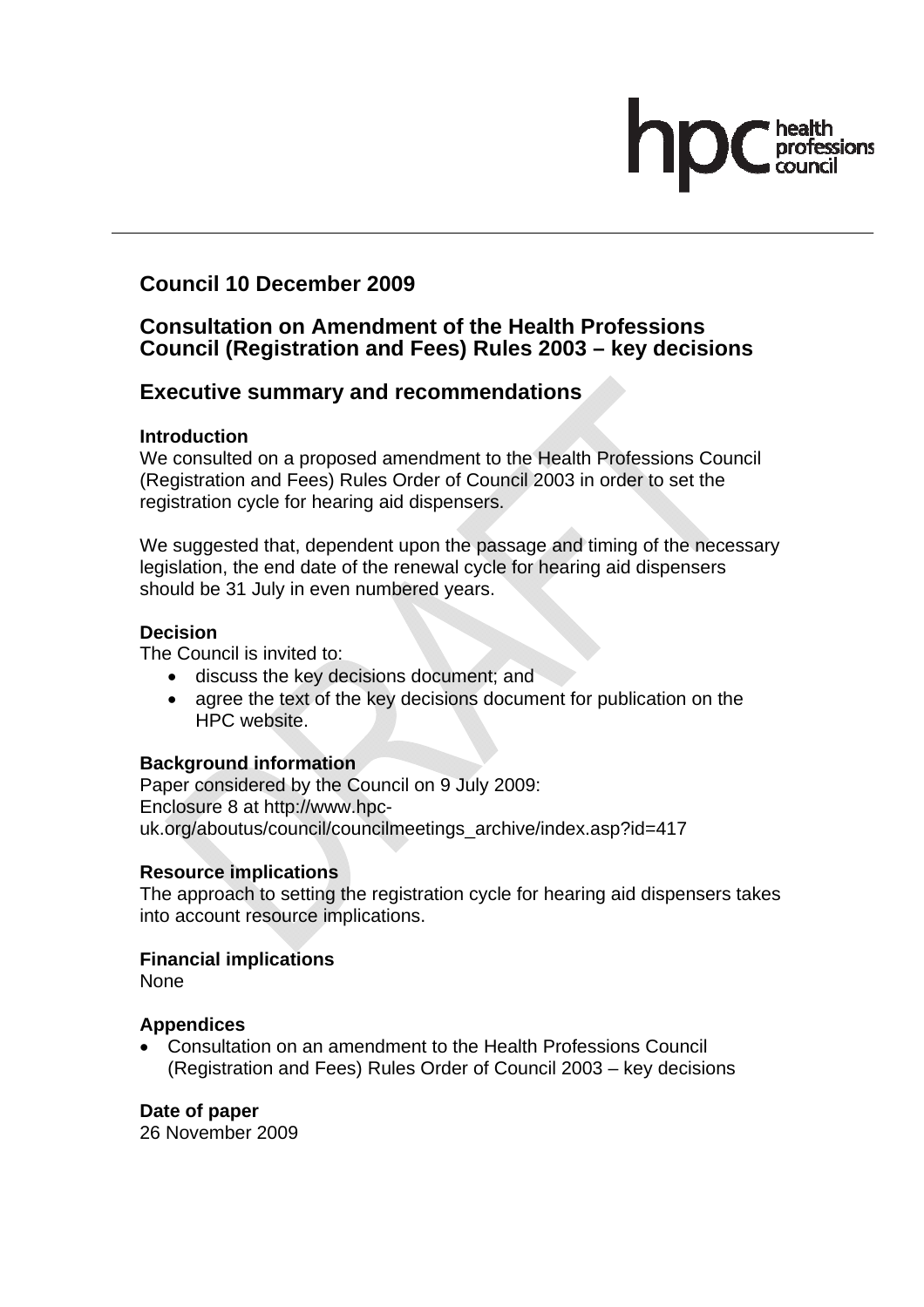## Council 10 December 2009

## Consultation on Amendment of the Health Professions Council (Registration and Fees) Rules 2003 – key decisions

## Executive summary and recommendations

**Introduction**

We consulted on a proposed amendment to the Health Professions Council (Registration and Fees) Rules Order of Council 2003 in order to set the registration cycle for hearing aid dispensers.

We suggested that, dependent upon the passage and timing of the necessary legislation, the end date of the renewal cycle for hearing aid dispensers should be 31 July in even numbered years.

**Decision**

The Council is invited to:

- discuss the key decisions document; and
- agree the text of the key decisions document for publication on the HPC website.

**Background information**

Paper considered by the Council on 9 July 2009:
Enclosure 8 at http://www.hpc-uk.org/aboutus/council/councilmeetings_archive/index.asp?id=417

**Resource implications**

The approach to setting the registration cycle for hearing aid dispensers takes into account resource implications.

**Financial implications**

None

**Appendices**

- Consultation on an amendment to the Health Professions Council (Registration and Fees) Rules Order of Council 2003 – key decisions

**Date of paper**

26 November 2009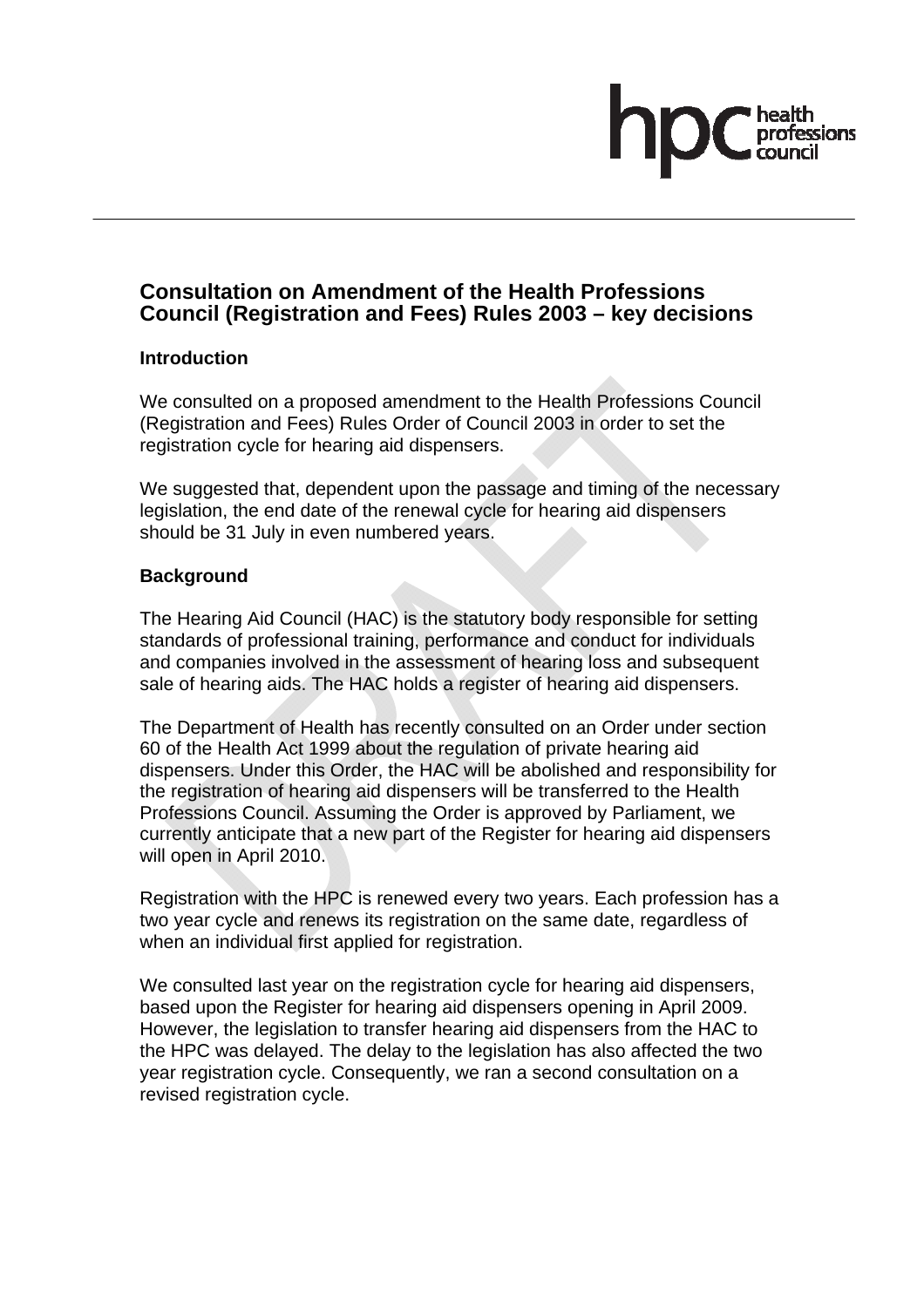## Consultation on Amendment of the Health Professions Council (Registration and Fees) Rules 2003 – key decisions

### Introduction

We consulted on a proposed amendment to the Health Professions Council (Registration and Fees) Rules Order of Council 2003 in order to set the registration cycle for hearing aid dispensers.

We suggested that, dependent upon the passage and timing of the necessary legislation, the end date of the renewal cycle for hearing aid dispensers should be 31 July in even numbered years.

### Background

The Hearing Aid Council (HAC) is the statutory body responsible for setting standards of professional training, performance and conduct for individuals and companies involved in the assessment of hearing loss and subsequent sale of hearing aids. The HAC holds a register of hearing aid dispensers.

The Department of Health has recently consulted on an Order under section 60 of the Health Act 1999 about the regulation of private hearing aid dispensers. Under this Order, the HAC will be abolished and responsibility for the registration of hearing aid dispensers will be transferred to the Health Professions Council. Assuming the Order is approved by Parliament, we currently anticipate that a new part of the Register for hearing aid dispensers will open in April 2010.

Registration with the HPC is renewed every two years. Each profession has a two year cycle and renews its registration on the same date, regardless of when an individual first applied for registration.

We consulted last year on the registration cycle for hearing aid dispensers, based upon the Register for hearing aid dispensers opening in April 2009. However, the legislation to transfer hearing aid dispensers from the HAC to the HPC was delayed. The delay to the legislation has also affected the two year registration cycle. Consequently, we ran a second consultation on a revised registration cycle.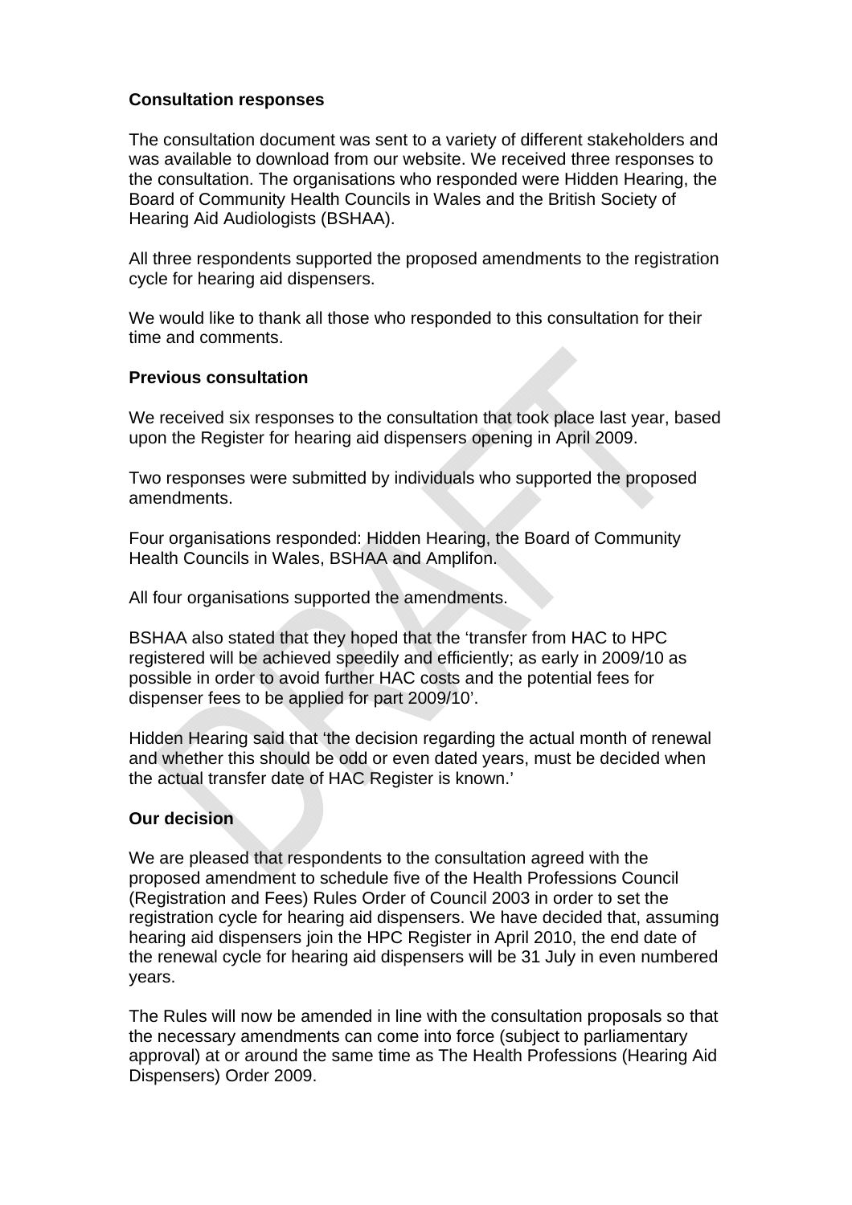**Consultation responses**

The consultation document was sent to a variety of different stakeholders and was available to download from our website. We received three responses to the consultation. The organisations who responded were Hidden Hearing, the Board of Community Health Councils in Wales and the British Society of Hearing Aid Audiologists (BSHAA).

All three respondents supported the proposed amendments to the registration cycle for hearing aid dispensers.

We would like to thank all those who responded to this consultation for their time and comments.

**Previous consultation**

We received six responses to the consultation that took place last year, based upon the Register for hearing aid dispensers opening in April 2009.

Two responses were submitted by individuals who supported the proposed amendments.

Four organisations responded: Hidden Hearing, the Board of Community Health Councils in Wales, BSHAA and Amplifon.

All four organisations supported the amendments.

BSHAA also stated that they hoped that the 'transfer from HAC to HPC registered will be achieved speedily and efficiently; as early in 2009/10 as possible in order to avoid further HAC costs and the potential fees for dispenser fees to be applied for part 2009/10'.

Hidden Hearing said that 'the decision regarding the actual month of renewal and whether this should be odd or even dated years, must be decided when the actual transfer date of HAC Register is known.'

**Our decision**

We are pleased that respondents to the consultation agreed with the proposed amendment to schedule five of the Health Professions Council (Registration and Fees) Rules Order of Council 2003 in order to set the registration cycle for hearing aid dispensers. We have decided that, assuming hearing aid dispensers join the HPC Register in April 2010, the end date of the renewal cycle for hearing aid dispensers will be 31 July in even numbered years.

The Rules will now be amended in line with the consultation proposals so that the necessary amendments can come into force (subject to parliamentary approval) at or around the same time as The Health Professions (Hearing Aid Dispensers) Order 2009.